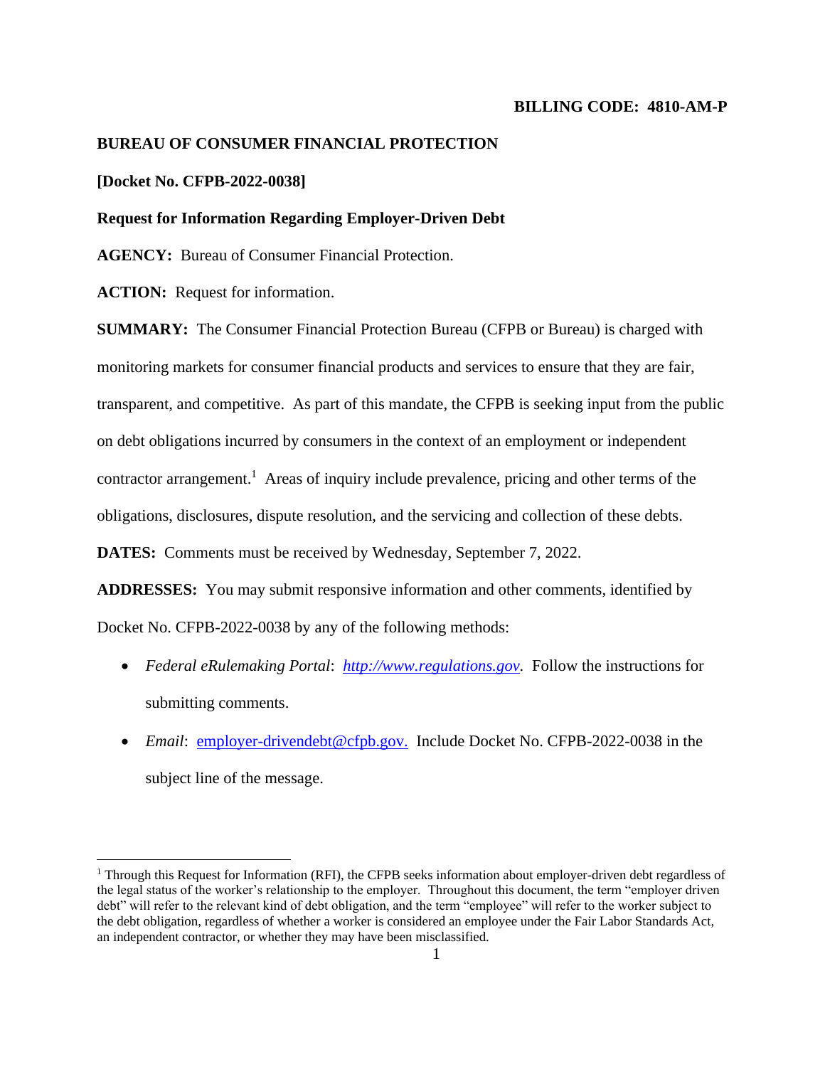**BILLING CODE: 4810-AM-P**

**BUREAU OF CONSUMER FINANCIAL PROTECTION**

**[Docket No. CFPB-2022-0038]**

**Request for Information Regarding Employer-Driven Debt**

**AGENCY:** Bureau of Consumer Financial Protection.

**ACTION:** Request for information.

**SUMMARY:** The Consumer Financial Protection Bureau (CFPB or Bureau) is charged with monitoring markets for consumer financial products and services to ensure that they are fair, transparent, and competitive. As part of this mandate, the CFPB is seeking input from the public on debt obligations incurred by consumers in the context of an employment or independent contractor arrangement.[1] Areas of inquiry include prevalence, pricing and other terms of the obligations, disclosures, dispute resolution, and the servicing and collection of these debts.

**DATES:** Comments must be received by Wednesday, September 7, 2022.

**ADDRESSES:** You may submit responsive information and other comments, identified by Docket No. CFPB-2022-0038 by any of the following methods:

- *Federal eRulemaking Portal*: *http://www.regulations.gov.* Follow the instructions for submitting comments.
- *Email*: employer-drivendebt@cfpb.gov. Include Docket No. CFPB-2022-0038 in the subject line of the message.

[1] Through this Request for Information (RFI), the CFPB seeks information about employer-driven debt regardless of the legal status of the worker's relationship to the employer. Throughout this document, the term "employer driven debt" will refer to the relevant kind of debt obligation, and the term "employee" will refer to the worker subject to the debt obligation, regardless of whether a worker is considered an employee under the Fair Labor Standards Act, an independent contractor, or whether they may have been misclassified.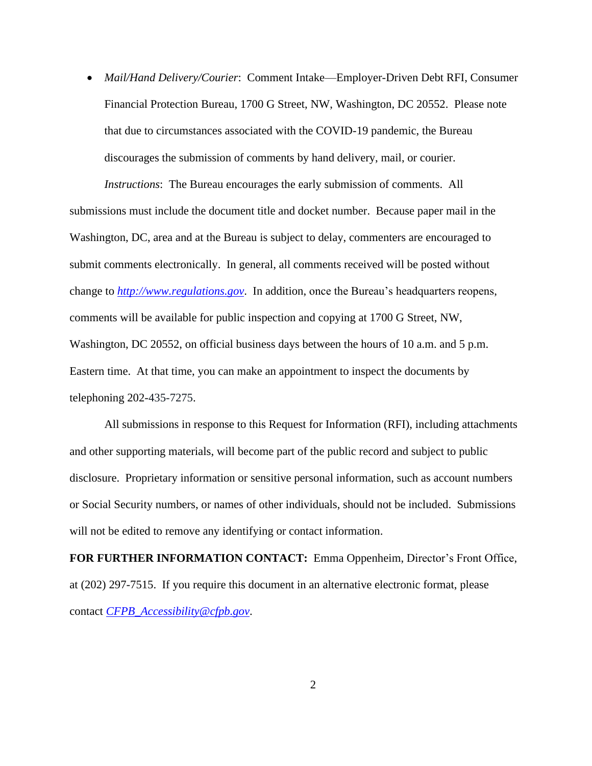- *Mail/Hand Delivery/Courier*: Comment Intake—Employer-Driven Debt RFI, Consumer Financial Protection Bureau, 1700 G Street, NW, Washington, DC 20552. Please note that due to circumstances associated with the COVID-19 pandemic, the Bureau discourages the submission of comments by hand delivery, mail, or courier.

*Instructions*: The Bureau encourages the early submission of comments. All submissions must include the document title and docket number. Because paper mail in the Washington, DC, area and at the Bureau is subject to delay, commenters are encouraged to submit comments electronically. In general, all comments received will be posted without change to *http://www.regulations.gov*. In addition, once the Bureau's headquarters reopens, comments will be available for public inspection and copying at 1700 G Street, NW, Washington, DC 20552, on official business days between the hours of 10 a.m. and 5 p.m. Eastern time. At that time, you can make an appointment to inspect the documents by telephoning 202-435-7275.

All submissions in response to this Request for Information (RFI), including attachments and other supporting materials, will become part of the public record and subject to public disclosure. Proprietary information or sensitive personal information, such as account numbers or Social Security numbers, or names of other individuals, should not be included. Submissions will not be edited to remove any identifying or contact information.

**FOR FURTHER INFORMATION CONTACT:** Emma Oppenheim, Director's Front Office, at (202) 297-7515. If you require this document in an alternative electronic format, please contact *CFPB_Accessibility@cfpb.gov*.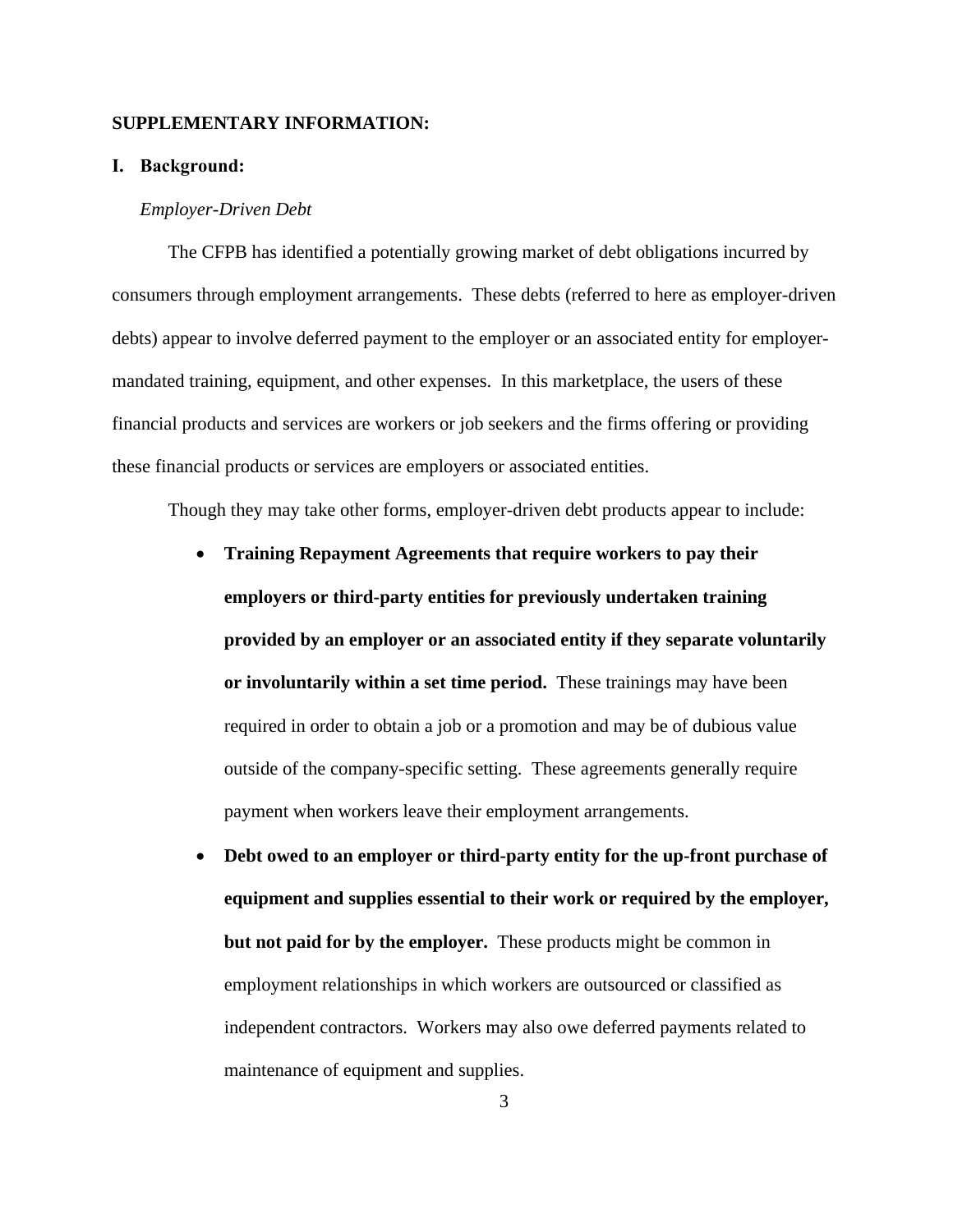**SUPPLEMENTARY INFORMATION:**

## I. Background:

*Employer-Driven Debt*

The CFPB has identified a potentially growing market of debt obligations incurred by consumers through employment arrangements. These debts (referred to here as employer-driven debts) appear to involve deferred payment to the employer or an associated entity for employer-mandated training, equipment, and other expenses. In this marketplace, the users of these financial products and services are workers or job seekers and the firms offering or providing these financial products or services are employers or associated entities.

Though they may take other forms, employer-driven debt products appear to include:

- **Training Repayment Agreements that require workers to pay their employers or third-party entities for previously undertaken training provided by an employer or an associated entity if they separate voluntarily or involuntarily within a set time period.** These trainings may have been required in order to obtain a job or a promotion and may be of dubious value outside of the company-specific setting. These agreements generally require payment when workers leave their employment arrangements.
- **Debt owed to an employer or third-party entity for the up-front purchase of equipment and supplies essential to their work or required by the employer, but not paid for by the employer.** These products might be common in employment relationships in which workers are outsourced or classified as independent contractors. Workers may also owe deferred payments related to maintenance of equipment and supplies.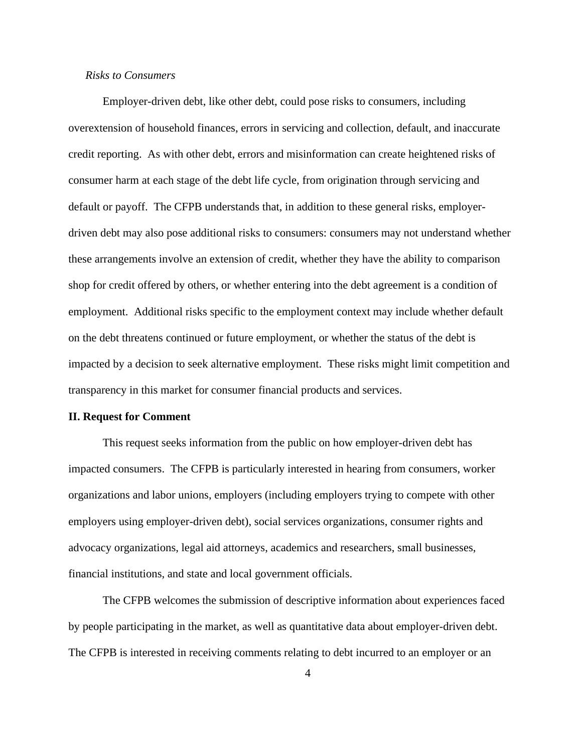*Risks to Consumers*

Employer-driven debt, like other debt, could pose risks to consumers, including overextension of household finances, errors in servicing and collection, default, and inaccurate credit reporting. As with other debt, errors and misinformation can create heightened risks of consumer harm at each stage of the debt life cycle, from origination through servicing and default or payoff. The CFPB understands that, in addition to these general risks, employer-driven debt may also pose additional risks to consumers: consumers may not understand whether these arrangements involve an extension of credit, whether they have the ability to comparison shop for credit offered by others, or whether entering into the debt agreement is a condition of employment. Additional risks specific to the employment context may include whether default on the debt threatens continued or future employment, or whether the status of the debt is impacted by a decision to seek alternative employment. These risks might limit competition and transparency in this market for consumer financial products and services.

## II. Request for Comment

This request seeks information from the public on how employer-driven debt has impacted consumers. The CFPB is particularly interested in hearing from consumers, worker organizations and labor unions, employers (including employers trying to compete with other employers using employer-driven debt), social services organizations, consumer rights and advocacy organizations, legal aid attorneys, academics and researchers, small businesses, financial institutions, and state and local government officials.

The CFPB welcomes the submission of descriptive information about experiences faced by people participating in the market, as well as quantitative data about employer-driven debt. The CFPB is interested in receiving comments relating to debt incurred to an employer or an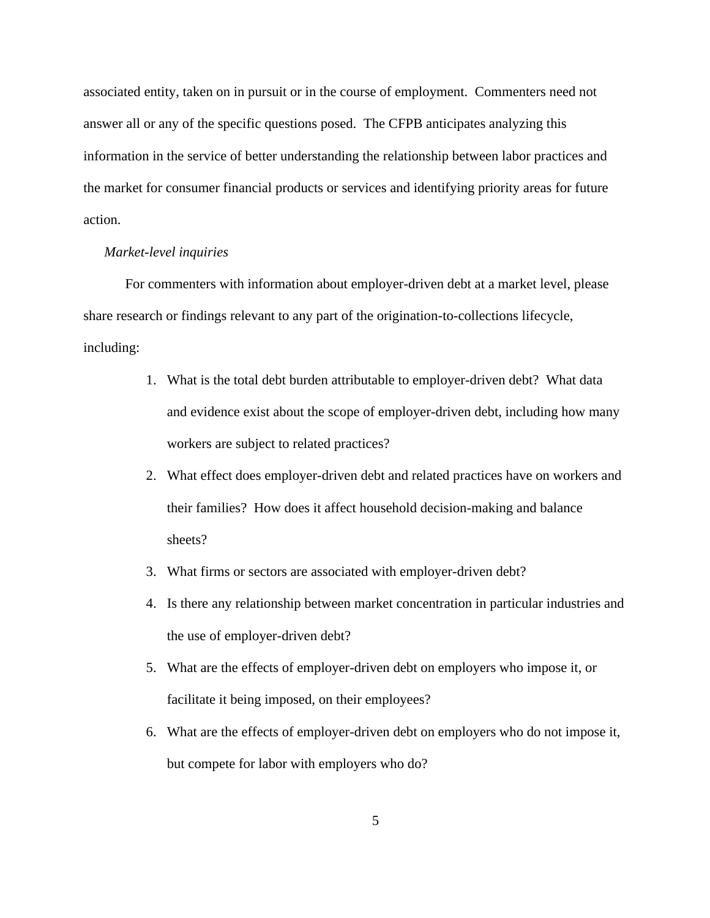associated entity, taken on in pursuit or in the course of employment. Commenters need not answer all or any of the specific questions posed. The CFPB anticipates analyzing this information in the service of better understanding the relationship between labor practices and the market for consumer financial products or services and identifying priority areas for future action.

*Market-level inquiries*

For commenters with information about employer-driven debt at a market level, please share research or findings relevant to any part of the origination-to-collections lifecycle, including:

1. What is the total debt burden attributable to employer-driven debt? What data and evidence exist about the scope of employer-driven debt, including how many workers are subject to related practices?
2. What effect does employer-driven debt and related practices have on workers and their families? How does it affect household decision-making and balance sheets?
3. What firms or sectors are associated with employer-driven debt?
4. Is there any relationship between market concentration in particular industries and the use of employer-driven debt?
5. What are the effects of employer-driven debt on employers who impose it, or facilitate it being imposed, on their employees?
6. What are the effects of employer-driven debt on employers who do not impose it, but compete for labor with employers who do?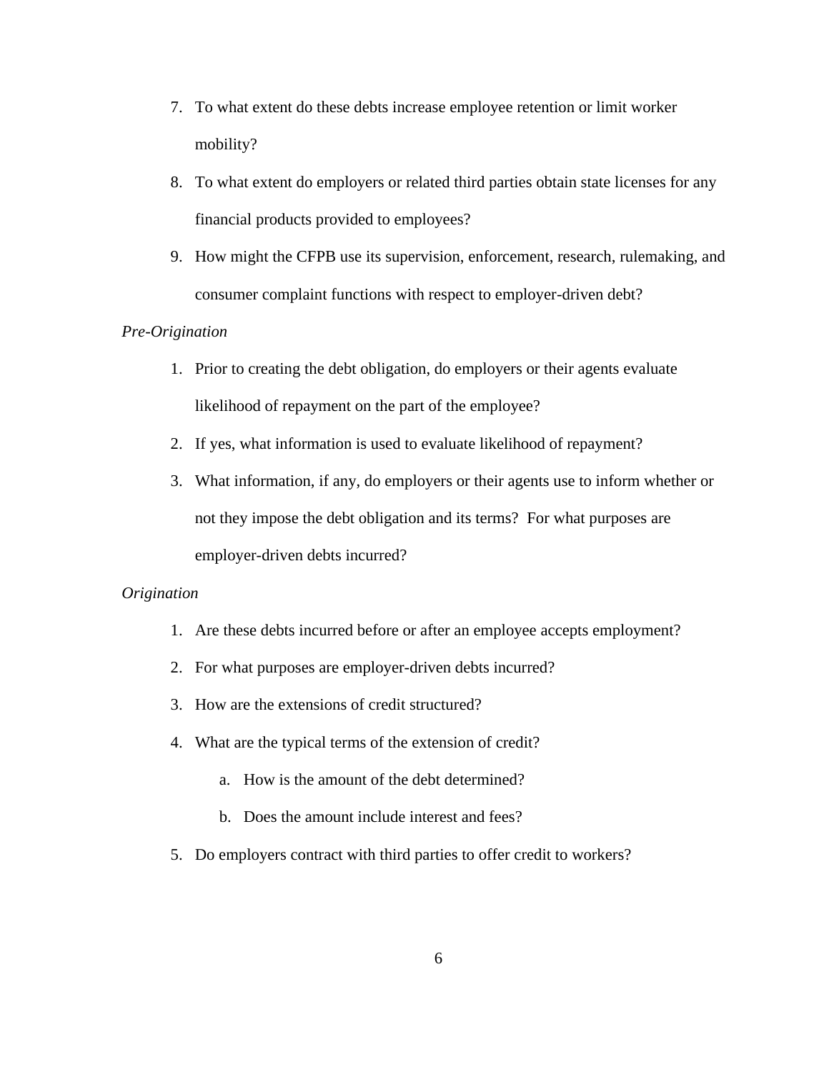7. To what extent do these debts increase employee retention or limit worker mobility?
8. To what extent do employers or related third parties obtain state licenses for any financial products provided to employees?
9. How might the CFPB use its supervision, enforcement, research, rulemaking, and consumer complaint functions with respect to employer-driven debt?

*Pre-Origination*

1. Prior to creating the debt obligation, do employers or their agents evaluate likelihood of repayment on the part of the employee?
2. If yes, what information is used to evaluate likelihood of repayment?
3. What information, if any, do employers or their agents use to inform whether or not they impose the debt obligation and its terms? For what purposes are employer-driven debts incurred?

*Origination*

1. Are these debts incurred before or after an employee accepts employment?
2. For what purposes are employer-driven debts incurred?
3. How are the extensions of credit structured?
4. What are the typical terms of the extension of credit?
    a. How is the amount of the debt determined?
    b. Does the amount include interest and fees?
5. Do employers contract with third parties to offer credit to workers?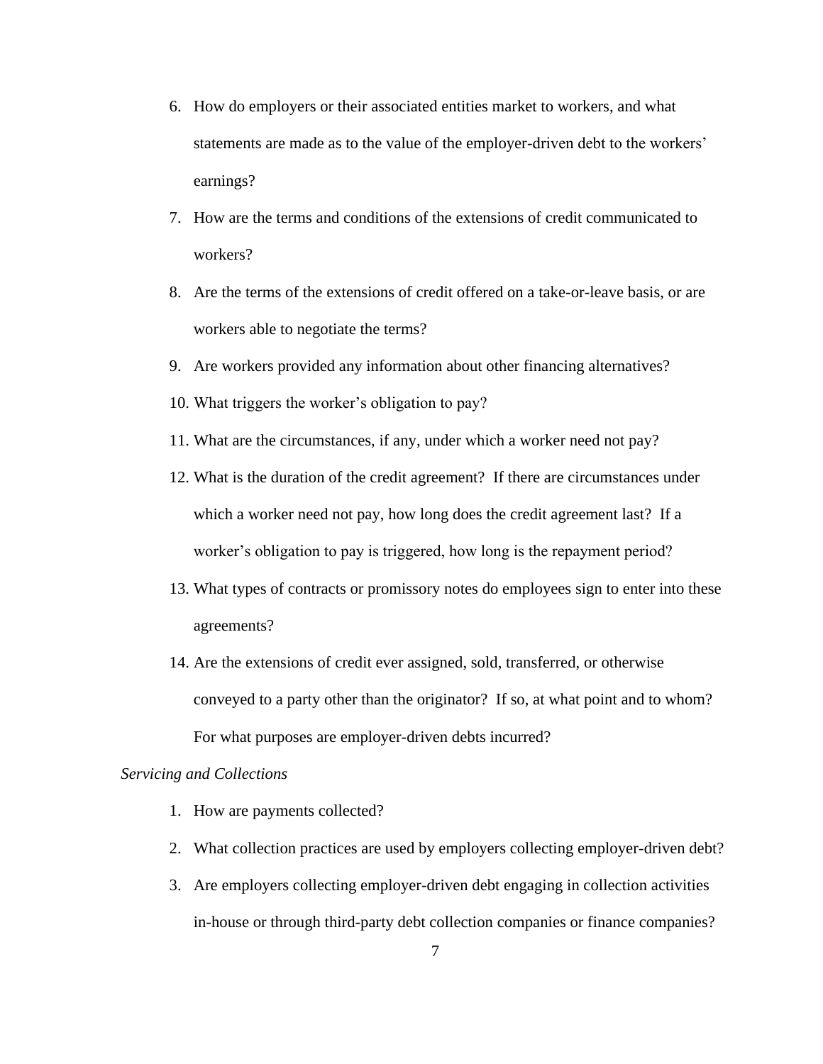6. How do employers or their associated entities market to workers, and what statements are made as to the value of the employer-driven debt to the workers' earnings?
7. How are the terms and conditions of the extensions of credit communicated to workers?
8. Are the terms of the extensions of credit offered on a take-or-leave basis, or are workers able to negotiate the terms?
9. Are workers provided any information about other financing alternatives?
10. What triggers the worker's obligation to pay?
11. What are the circumstances, if any, under which a worker need not pay?
12. What is the duration of the credit agreement? If there are circumstances under which a worker need not pay, how long does the credit agreement last? If a worker's obligation to pay is triggered, how long is the repayment period?
13. What types of contracts or promissory notes do employees sign to enter into these agreements?
14. Are the extensions of credit ever assigned, sold, transferred, or otherwise conveyed to a party other than the originator? If so, at what point and to whom? For what purposes are employer-driven debts incurred?

*Servicing and Collections*

1. How are payments collected?
2. What collection practices are used by employers collecting employer-driven debt?
3. Are employers collecting employer-driven debt engaging in collection activities in-house or through third-party debt collection companies or finance companies?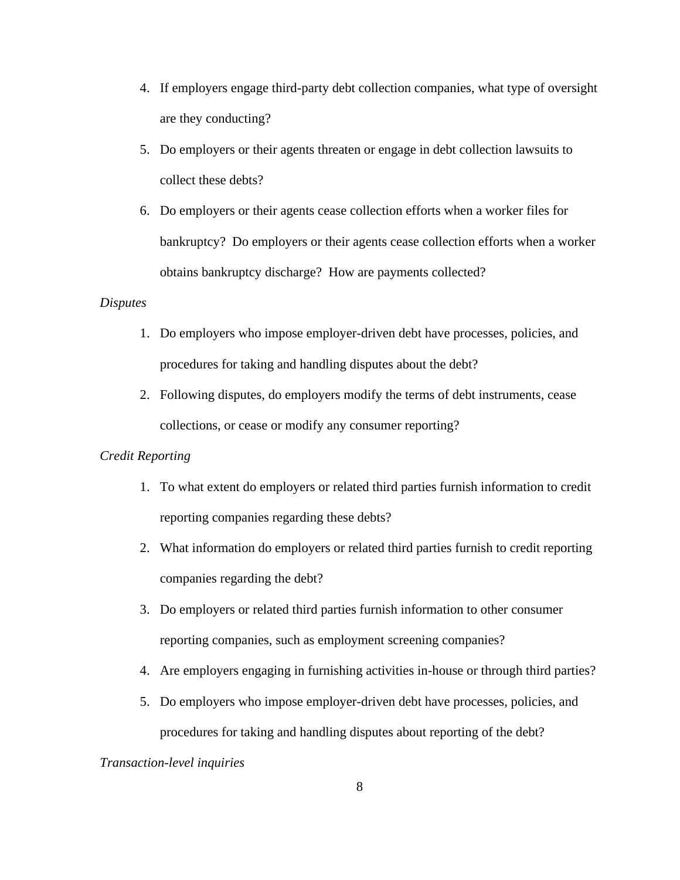4. If employers engage third-party debt collection companies, what type of oversight are they conducting?
5. Do employers or their agents threaten or engage in debt collection lawsuits to collect these debts?
6. Do employers or their agents cease collection efforts when a worker files for bankruptcy? Do employers or their agents cease collection efforts when a worker obtains bankruptcy discharge? How are payments collected?

*Disputes*

1. Do employers who impose employer-driven debt have processes, policies, and procedures for taking and handling disputes about the debt?
2. Following disputes, do employers modify the terms of debt instruments, cease collections, or cease or modify any consumer reporting?

*Credit Reporting*

1. To what extent do employers or related third parties furnish information to credit reporting companies regarding these debts?
2. What information do employers or related third parties furnish to credit reporting companies regarding the debt?
3. Do employers or related third parties furnish information to other consumer reporting companies, such as employment screening companies?
4. Are employers engaging in furnishing activities in-house or through third parties?
5. Do employers who impose employer-driven debt have processes, policies, and procedures for taking and handling disputes about reporting of the debt?

*Transaction-level inquiries*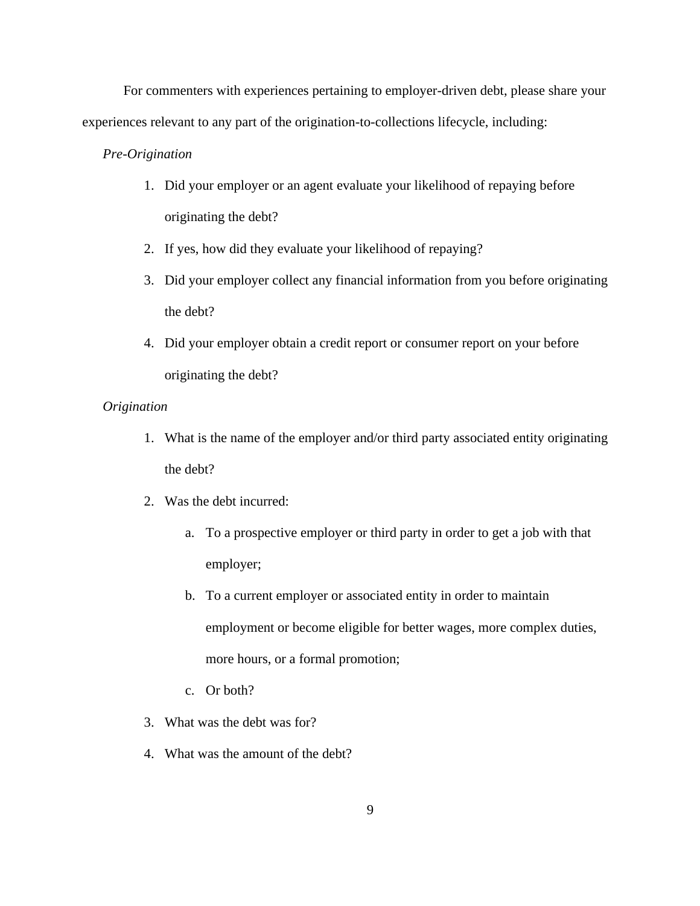For commenters with experiences pertaining to employer-driven debt, please share your experiences relevant to any part of the origination-to-collections lifecycle, including:

*Pre-Origination*

1. Did your employer or an agent evaluate your likelihood of repaying before originating the debt?
2. If yes, how did they evaluate your likelihood of repaying?
3. Did your employer collect any financial information from you before originating the debt?
4. Did your employer obtain a credit report or consumer report on your before originating the debt?

*Origination*

1. What is the name of the employer and/or third party associated entity originating the debt?
2. Was the debt incurred:
    a. To a prospective employer or third party in order to get a job with that employer;
    b. To a current employer or associated entity in order to maintain employment or become eligible for better wages, more complex duties, more hours, or a formal promotion;
    c. Or both?
3. What was the debt was for?
4. What was the amount of the debt?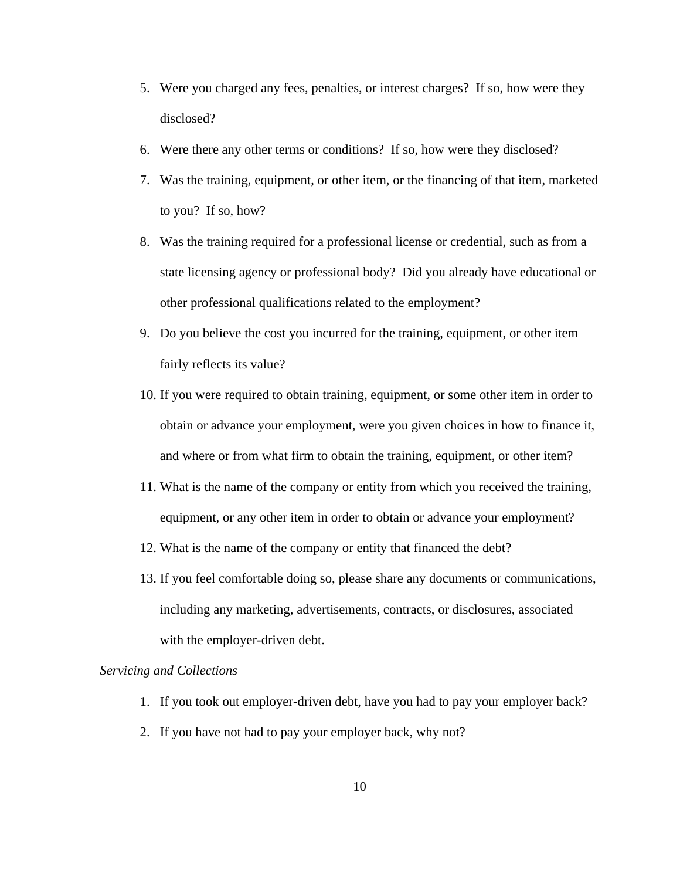5. Were you charged any fees, penalties, or interest charges? If so, how were they disclosed?
6. Were there any other terms or conditions? If so, how were they disclosed?
7. Was the training, equipment, or other item, or the financing of that item, marketed to you? If so, how?
8. Was the training required for a professional license or credential, such as from a state licensing agency or professional body? Did you already have educational or other professional qualifications related to the employment?
9. Do you believe the cost you incurred for the training, equipment, or other item fairly reflects its value?
10. If you were required to obtain training, equipment, or some other item in order to obtain or advance your employment, were you given choices in how to finance it, and where or from what firm to obtain the training, equipment, or other item?
11. What is the name of the company or entity from which you received the training, equipment, or any other item in order to obtain or advance your employment?
12. What is the name of the company or entity that financed the debt?
13. If you feel comfortable doing so, please share any documents or communications, including any marketing, advertisements, contracts, or disclosures, associated with the employer-driven debt.

*Servicing and Collections*

1. If you took out employer-driven debt, have you had to pay your employer back?
2. If you have not had to pay your employer back, why not?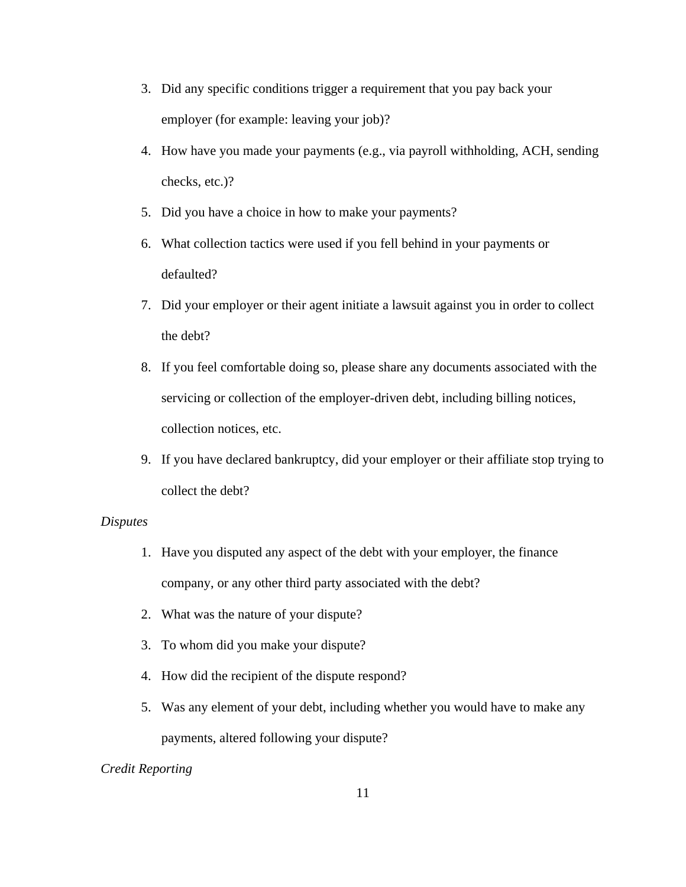3. Did any specific conditions trigger a requirement that you pay back your employer (for example: leaving your job)?
4. How have you made your payments (e.g., via payroll withholding, ACH, sending checks, etc.)?
5. Did you have a choice in how to make your payments?
6. What collection tactics were used if you fell behind in your payments or defaulted?
7. Did your employer or their agent initiate a lawsuit against you in order to collect the debt?
8. If you feel comfortable doing so, please share any documents associated with the servicing or collection of the employer-driven debt, including billing notices, collection notices, etc.
9. If you have declared bankruptcy, did your employer or their affiliate stop trying to collect the debt?

*Disputes*

1. Have you disputed any aspect of the debt with your employer, the finance company, or any other third party associated with the debt?
2. What was the nature of your dispute?
3. To whom did you make your dispute?
4. How did the recipient of the dispute respond?
5. Was any element of your debt, including whether you would have to make any payments, altered following your dispute?

*Credit Reporting*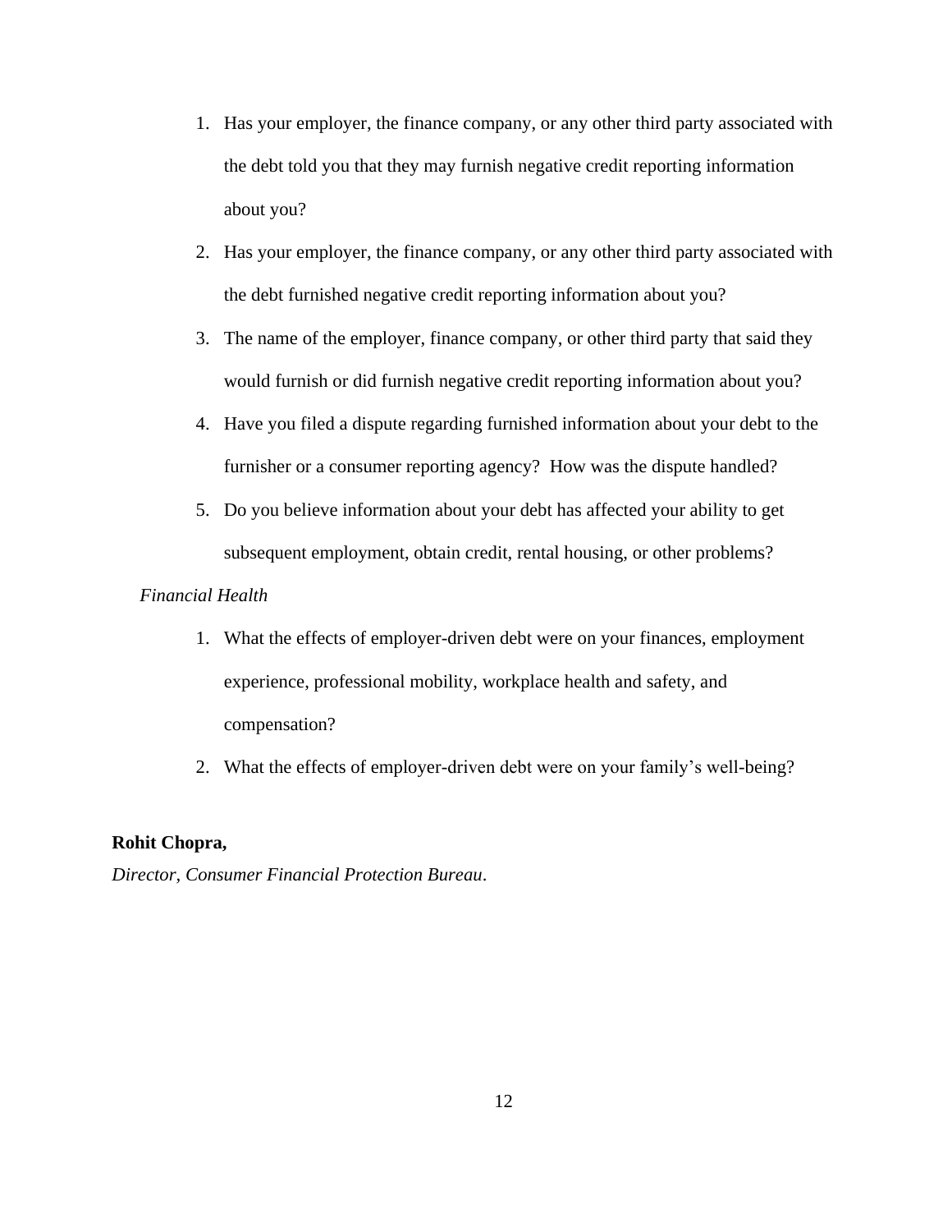1. Has your employer, the finance company, or any other third party associated with the debt told you that they may furnish negative credit reporting information about you?
2. Has your employer, the finance company, or any other third party associated with the debt furnished negative credit reporting information about you?
3. The name of the employer, finance company, or other third party that said they would furnish or did furnish negative credit reporting information about you?
4. Have you filed a dispute regarding furnished information about your debt to the furnisher or a consumer reporting agency? How was the dispute handled?
5. Do you believe information about your debt has affected your ability to get subsequent employment, obtain credit, rental housing, or other problems?

*Financial Health*

1. What the effects of employer-driven debt were on your finances, employment experience, professional mobility, workplace health and safety, and compensation?
2. What the effects of employer-driven debt were on your family's well-being?

**Rohit Chopra,**

*Director, Consumer Financial Protection Bureau*.